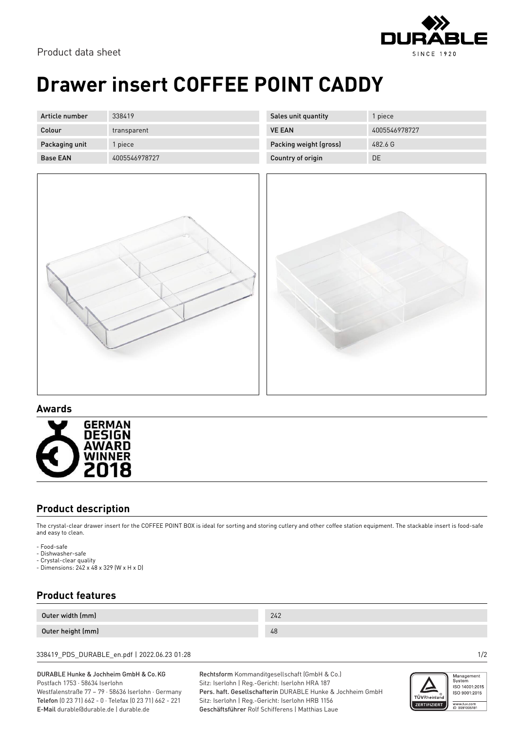Product data sheet

# Drawer insert COFFEE POINT CADDY

| Article number | 338419 | Sales unit quantity | 1 piece |
|---|---|---|---|
| Colour | transparent | VE EAN | 4005546978727 |
| Packaging unit | 1 piece | Packing weight (gross) | 482.6 G |
| Base EAN | 4005546978727 | Country of origin | DE |

## Awards

GERMAN DESIGN AWARD WINNER 2018

## Product description

The crystal-clear drawer insert for the COFFEE POINT BOX is ideal for sorting and storing cutlery and other coffee station equipment. The stackable insert is food-safe and easy to clean.

- Food-safe
- Dishwasher-safe
- Crystal-clear quality
- Dimensions: 242 x 48 x 329 (W x H x D)

## Product features

| Outer width (mm) | 242 |
|---|---|
| Outer height (mm) | 48 |

338419_PDS_DURABLE_en.pdf | 2022.06.23 01:28

DURABLE Hunke & Jochheim GmbH & Co.KG
Postfach 1753 · 58634 Iserlohn
Westfalenstraße 77 – 79 · 58636 Iserlohn · Germany
**Telefon** (0 23 71) 662 - 0 · **Telefax** (0 23 71) 662 - 221
**E-Mail** durable@durable.de | durable.de

**Rechtsform** Kommanditgesellschaft (GmbH & Co.)
Sitz: Iserlohn | Reg.-Gericht: Iserlohn HRA 187
**Pers. haft. Gesellschafterin** DURABLE Hunke & Jochheim GmbH
Sitz: Iserlohn | Reg.-Gericht: Iserlohn HRB 1156
**Geschäftsführer** Rolf Schifferens | Matthias Laue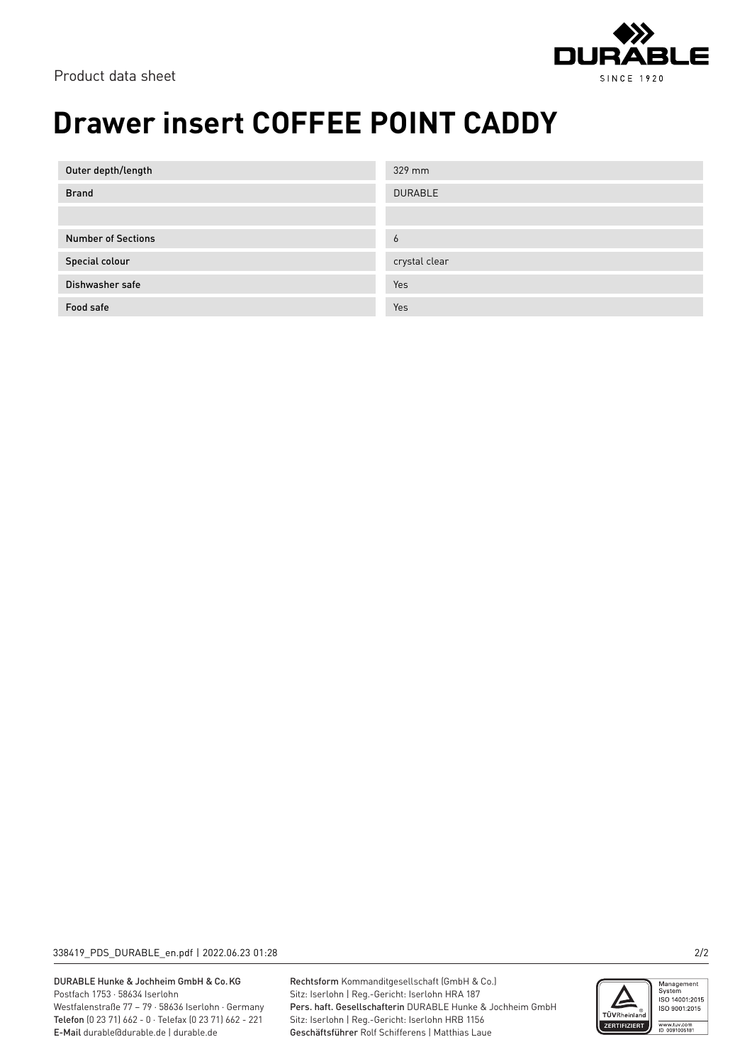# Drawer insert COFFEE POINT CADDY

| | |
|---|---|
| Outer depth/length | 329 mm |
| Brand | DURABLE |
| | |
| Number of Sections | 6 |
| Special colour | crystal clear |
| Dishwasher safe | Yes |
| Food safe | Yes |

338419_PDS_DURABLE_en.pdf | 2022.06.23 01:28

DURABLE Hunke & Jochheim GmbH & Co.KG
Postfach 1753 · 58634 Iserlohn
Westfalenstraße 77 – 79 · 58636 Iserlohn · Germany
**Telefon** (0 23 71) 662 - 0 · Telefax (0 23 71) 662 - 221
**E-Mail** durable@durable.de | durable.de

**Rechtsform** Kommanditgesellschaft (GmbH & Co.)
Sitz: Iserlohn | Reg.-Gericht: Iserlohn HRA 187
**Pers. haft. Gesellschafterin** DURABLE Hunke & Jochheim GmbH
Sitz: Iserlohn | Reg.-Gericht: Iserlohn HRB 1156
**Geschäftsführer** Rolf Schifferens | Matthias Laue